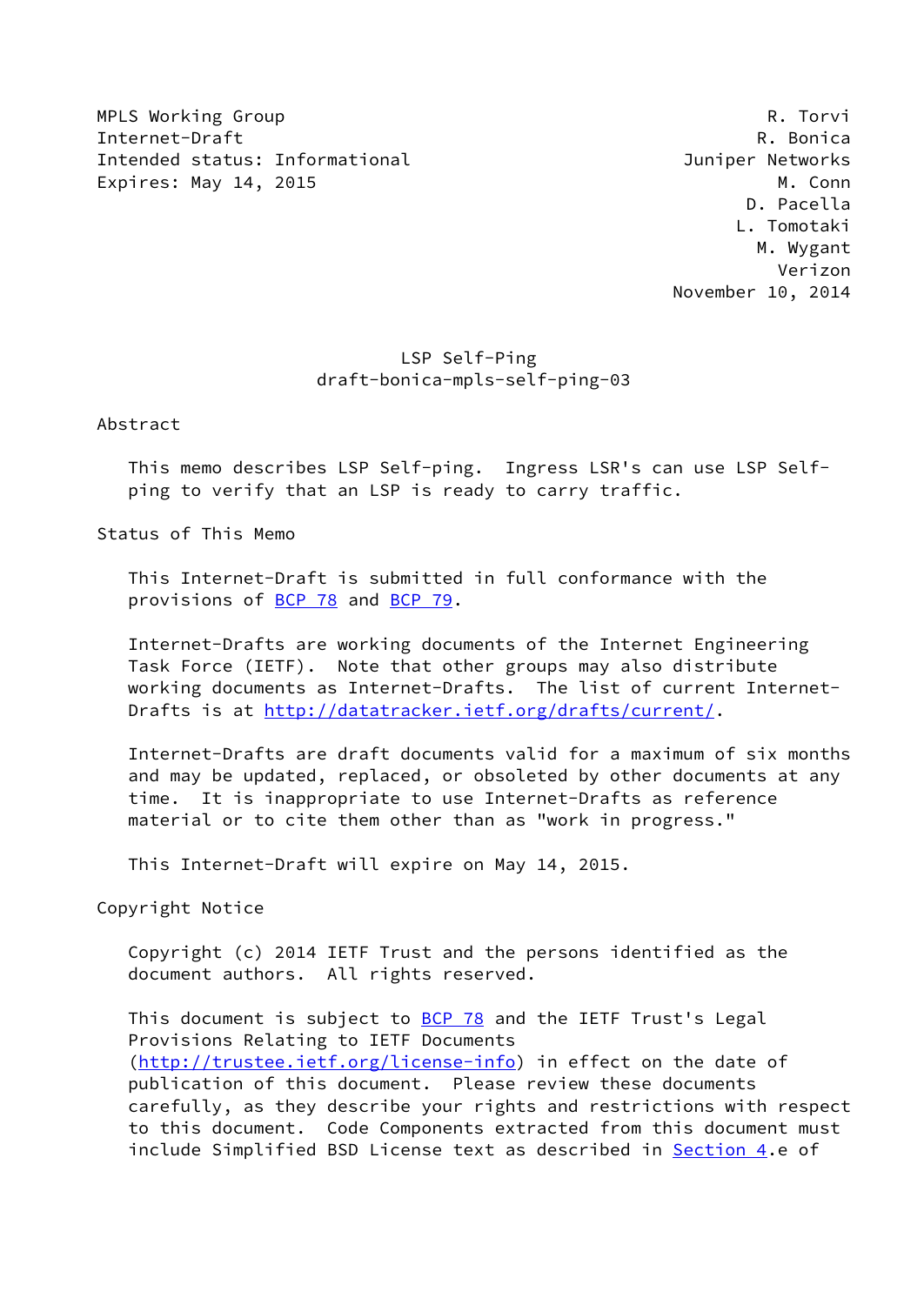MPLS Working Group R. Torvi
Internet-Draft R. Bonica
Intended status: Informational Juniper Networks
Expires: May 14, 2015 M. Conn
D. Pacella
L. Tomotaki
M. Wygant
Verizon
November 10, 2014

# LSP Self-Ping
## draft-bonica-mpls-self-ping-03

## Abstract

This memo describes LSP Self-ping. Ingress LSR's can use LSP Self-ping to verify that an LSP is ready to carry traffic.

## Status of This Memo

This Internet-Draft is submitted in full conformance with the provisions of BCP 78 and BCP 79.

Internet-Drafts are working documents of the Internet Engineering Task Force (IETF). Note that other groups may also distribute working documents as Internet-Drafts. The list of current Internet-Drafts is at http://datatracker.ietf.org/drafts/current/.

Internet-Drafts are draft documents valid for a maximum of six months and may be updated, replaced, or obsoleted by other documents at any time. It is inappropriate to use Internet-Drafts as reference material or to cite them other than as "work in progress."

This Internet-Draft will expire on May 14, 2015.

## Copyright Notice

Copyright (c) 2014 IETF Trust and the persons identified as the document authors. All rights reserved.

This document is subject to BCP 78 and the IETF Trust's Legal Provisions Relating to IETF Documents (http://trustee.ietf.org/license-info) in effect on the date of publication of this document. Please review these documents carefully, as they describe your rights and restrictions with respect to this document. Code Components extracted from this document must include Simplified BSD License text as described in Section 4.e of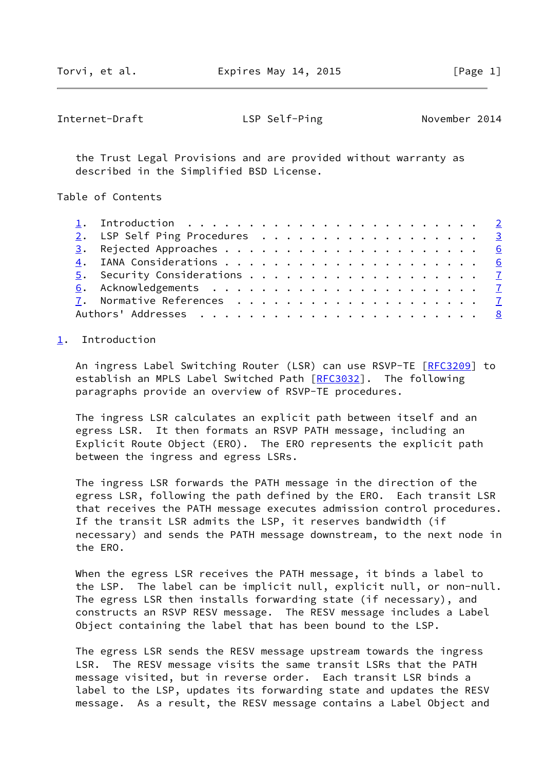the Trust Legal Provisions and are provided without warranty as described in the Simplified BSD License.

Table of Contents

1. Introduction . . . . . . . . . . . . . . . . . . . . . . . . 2
2. LSP Self Ping Procedures . . . . . . . . . . . . . . . . . . 3
3. Rejected Approaches . . . . . . . . . . . . . . . . . . . . . 6
4. IANA Considerations . . . . . . . . . . . . . . . . . . . . . 6
5. Security Considerations . . . . . . . . . . . . . . . . . . . 7
6. Acknowledgements . . . . . . . . . . . . . . . . . . . . . . 7
7. Normative References . . . . . . . . . . . . . . . . . . . . 7
Authors' Addresses . . . . . . . . . . . . . . . . . . . . . . . 8

## 1. Introduction

An ingress Label Switching Router (LSR) can use RSVP-TE [RFC3209] to establish an MPLS Label Switched Path [RFC3032]. The following paragraphs provide an overview of RSVP-TE procedures.

The ingress LSR calculates an explicit path between itself and an egress LSR. It then formats an RSVP PATH message, including an Explicit Route Object (ERO). The ERO represents the explicit path between the ingress and egress LSRs.

The ingress LSR forwards the PATH message in the direction of the egress LSR, following the path defined by the ERO. Each transit LSR that receives the PATH message executes admission control procedures. If the transit LSR admits the LSP, it reserves bandwidth (if necessary) and sends the PATH message downstream, to the next node in the ERO.

When the egress LSR receives the PATH message, it binds a label to the LSP. The label can be implicit null, explicit null, or non-null. The egress LSR then installs forwarding state (if necessary), and constructs an RSVP RESV message. The RESV message includes a Label Object containing the label that has been bound to the LSP.

The egress LSR sends the RESV message upstream towards the ingress LSR. The RESV message visits the same transit LSRs that the PATH message visited, but in reverse order. Each transit LSR binds a label to the LSP, updates its forwarding state and updates the RESV message. As a result, the RESV message contains a Label Object and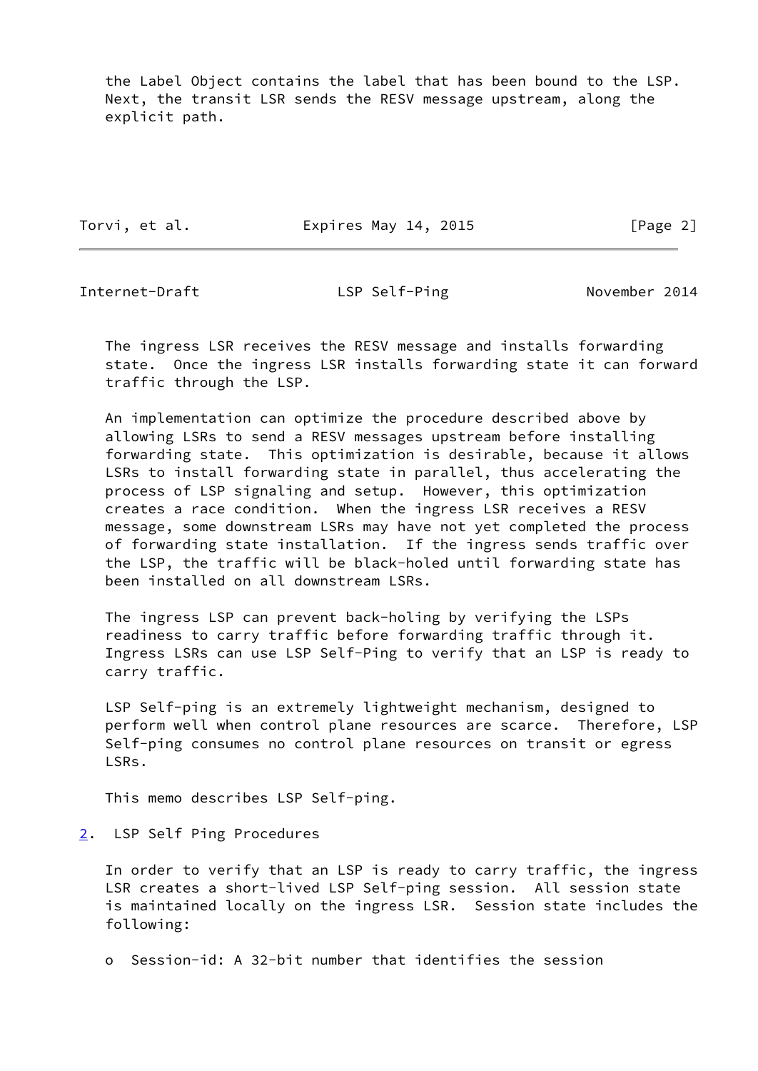the Label Object contains the label that has been bound to the LSP. Next, the transit LSR sends the RESV message upstream, along the explicit path.

The ingress LSR receives the RESV message and installs forwarding state. Once the ingress LSR installs forwarding state it can forward traffic through the LSP.

An implementation can optimize the procedure described above by allowing LSRs to send a RESV messages upstream before installing forwarding state. This optimization is desirable, because it allows LSRs to install forwarding state in parallel, thus accelerating the process of LSP signaling and setup. However, this optimization creates a race condition. When the ingress LSR receives a RESV message, some downstream LSRs may have not yet completed the process of forwarding state installation. If the ingress sends traffic over the LSP, the traffic will be black-holed until forwarding state has been installed on all downstream LSRs.

The ingress LSP can prevent back-holing by verifying the LSPs readiness to carry traffic before forwarding traffic through it. Ingress LSRs can use LSP Self-Ping to verify that an LSP is ready to carry traffic.

LSP Self-ping is an extremely lightweight mechanism, designed to perform well when control plane resources are scarce. Therefore, LSP Self-ping consumes no control plane resources on transit or egress LSRs.

This memo describes LSP Self-ping.

## 2. LSP Self Ping Procedures

In order to verify that an LSP is ready to carry traffic, the ingress LSR creates a short-lived LSP Self-ping session. All session state is maintained locally on the ingress LSR. Session state includes the following:

- Session-id: A 32-bit number that identifies the session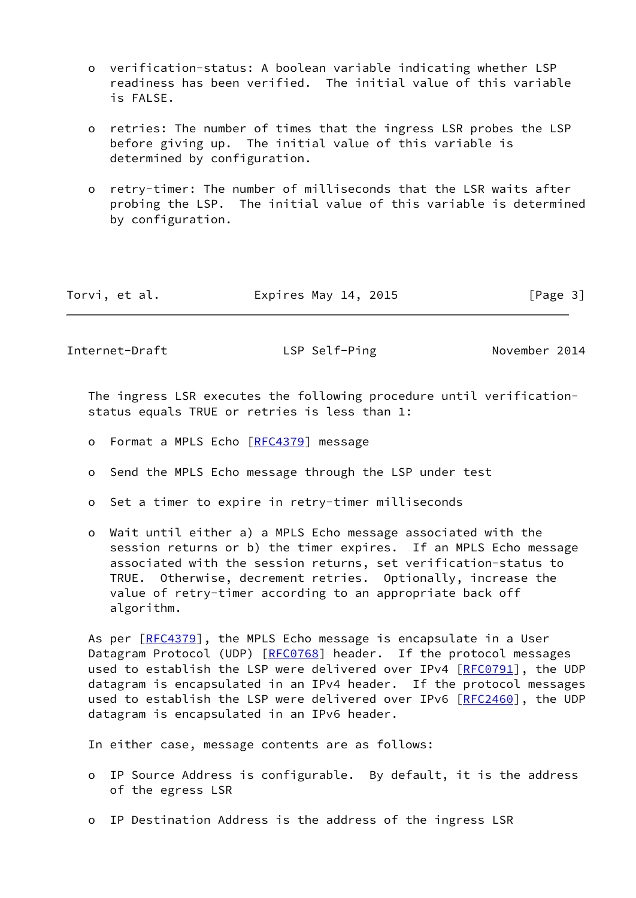- verification-status: A boolean variable indicating whether LSP readiness has been verified. The initial value of this variable is FALSE.

- retries: The number of times that the ingress LSR probes the LSP before giving up. The initial value of this variable is determined by configuration.

- retry-timer: The number of milliseconds that the LSR waits after probing the LSP. The initial value of this variable is determined by configuration.

The ingress LSR executes the following procedure until verification-status equals TRUE or retries is less than 1:

- Format a MPLS Echo [RFC4379] message

- Send the MPLS Echo message through the LSP under test

- Set a timer to expire in retry-timer milliseconds

- Wait until either a) a MPLS Echo message associated with the session returns or b) the timer expires. If an MPLS Echo message associated with the session returns, set verification-status to TRUE. Otherwise, decrement retries. Optionally, increase the value of retry-timer according to an appropriate back off algorithm.

As per [RFC4379], the MPLS Echo message is encapsulate in a User Datagram Protocol (UDP) [RFC0768] header. If the protocol messages used to establish the LSP were delivered over IPv4 [RFC0791], the UDP datagram is encapsulated in an IPv4 header. If the protocol messages used to establish the LSP were delivered over IPv6 [RFC2460], the UDP datagram is encapsulated in an IPv6 header.

In either case, message contents are as follows:

- IP Source Address is configurable. By default, it is the address of the egress LSR

- IP Destination Address is the address of the ingress LSR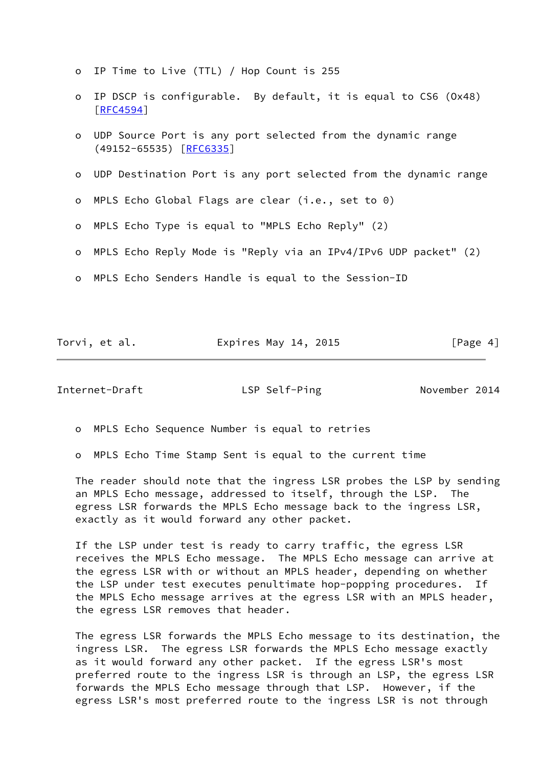- IP Time to Live (TTL) / Hop Count is 255
- IP DSCP is configurable. By default, it is equal to CS6 (0x48) [RFC4594]
- UDP Source Port is any port selected from the dynamic range (49152-65535) [RFC6335]
- UDP Destination Port is any port selected from the dynamic range
- MPLS Echo Global Flags are clear (i.e., set to 0)
- MPLS Echo Type is equal to "MPLS Echo Reply" (2)
- MPLS Echo Reply Mode is "Reply via an IPv4/IPv6 UDP packet" (2)
- MPLS Echo Senders Handle is equal to the Session-ID
- MPLS Echo Sequence Number is equal to retries
- MPLS Echo Time Stamp Sent is equal to the current time

The reader should note that the ingress LSR probes the LSP by sending an MPLS Echo message, addressed to itself, through the LSP. The egress LSR forwards the MPLS Echo message back to the ingress LSR, exactly as it would forward any other packet.

If the LSP under test is ready to carry traffic, the egress LSR receives the MPLS Echo message. The MPLS Echo message can arrive at the egress LSR with or without an MPLS header, depending on whether the LSP under test executes penultimate hop-popping procedures. If the MPLS Echo message arrives at the egress LSR with an MPLS header, the egress LSR removes that header.

The egress LSR forwards the MPLS Echo message to its destination, the ingress LSR. The egress LSR forwards the MPLS Echo message exactly as it would forward any other packet. If the egress LSR's most preferred route to the ingress LSR is through an LSP, the egress LSR forwards the MPLS Echo message through that LSP. However, if the egress LSR's most preferred route to the ingress LSR is not through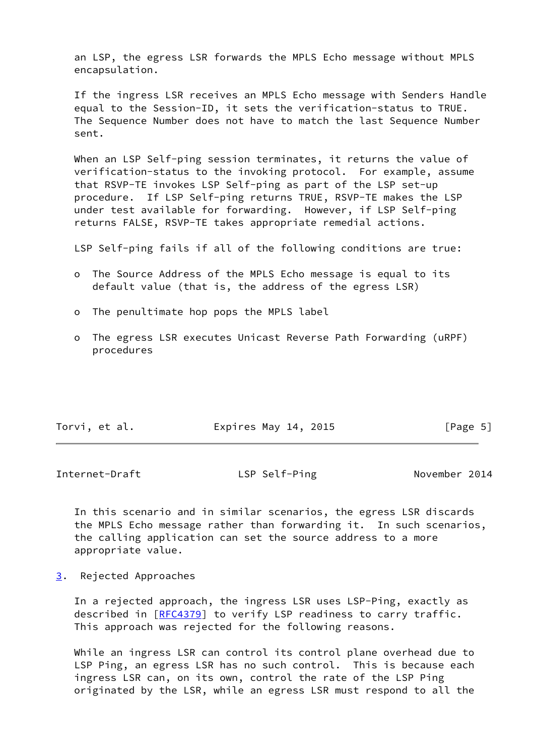an LSP, the egress LSR forwards the MPLS Echo message without MPLS encapsulation.

If the ingress LSR receives an MPLS Echo message with Senders Handle equal to the Session-ID, it sets the verification-status to TRUE. The Sequence Number does not have to match the last Sequence Number sent.

When an LSP Self-ping session terminates, it returns the value of verification-status to the invoking protocol. For example, assume that RSVP-TE invokes LSP Self-ping as part of the LSP set-up procedure. If LSP Self-ping returns TRUE, RSVP-TE makes the LSP under test available for forwarding. However, if LSP Self-ping returns FALSE, RSVP-TE takes appropriate remedial actions.

LSP Self-ping fails if all of the following conditions are true:

- The Source Address of the MPLS Echo message is equal to its default value (that is, the address of the egress LSR)
- The penultimate hop pops the MPLS label
- The egress LSR executes Unicast Reverse Path Forwarding (uRPF) procedures

In this scenario and in similar scenarios, the egress LSR discards the MPLS Echo message rather than forwarding it. In such scenarios, the calling application can set the source address to a more appropriate value.

## 3. Rejected Approaches

In a rejected approach, the ingress LSR uses LSP-Ping, exactly as described in [RFC4379] to verify LSP readiness to carry traffic. This approach was rejected for the following reasons.

While an ingress LSR can control its control plane overhead due to LSP Ping, an egress LSR has no such control. This is because each ingress LSR can, on its own, control the rate of the LSP Ping originated by the LSR, while an egress LSR must respond to all the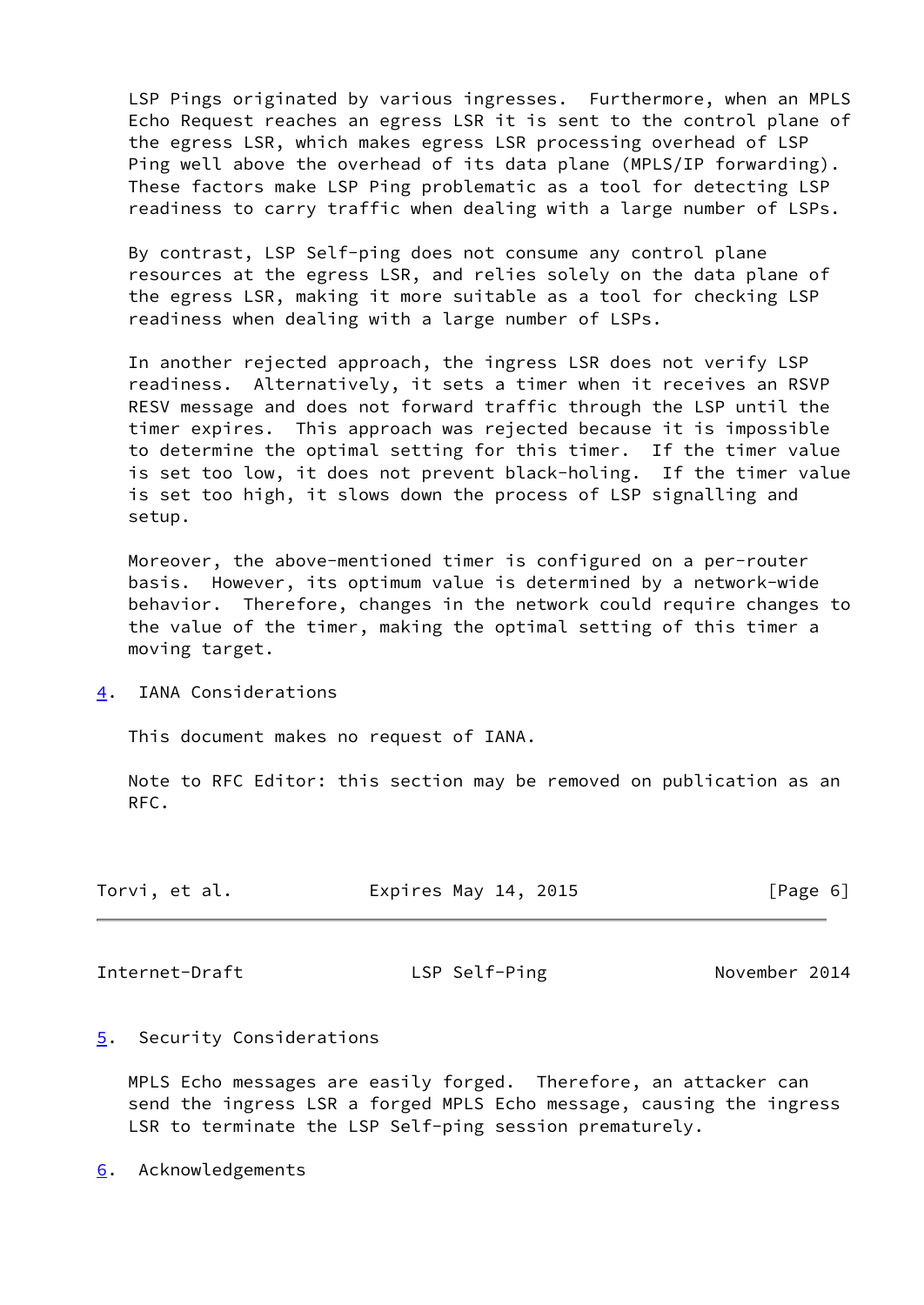LSP Pings originated by various ingresses. Furthermore, when an MPLS Echo Request reaches an egress LSR it is sent to the control plane of the egress LSR, which makes egress LSR processing overhead of LSP Ping well above the overhead of its data plane (MPLS/IP forwarding). These factors make LSP Ping problematic as a tool for detecting LSP readiness to carry traffic when dealing with a large number of LSPs.

By contrast, LSP Self-ping does not consume any control plane resources at the egress LSR, and relies solely on the data plane of the egress LSR, making it more suitable as a tool for checking LSP readiness when dealing with a large number of LSPs.

In another rejected approach, the ingress LSR does not verify LSP readiness. Alternatively, it sets a timer when it receives an RSVP RESV message and does not forward traffic through the LSP until the timer expires. This approach was rejected because it is impossible to determine the optimal setting for this timer. If the timer value is set too low, it does not prevent black-holing. If the timer value is set too high, it slows down the process of LSP signalling and setup.

Moreover, the above-mentioned timer is configured on a per-router basis. However, its optimum value is determined by a network-wide behavior. Therefore, changes in the network could require changes to the value of the timer, making the optimal setting of this timer a moving target.

## 4. IANA Considerations

This document makes no request of IANA.

Note to RFC Editor: this section may be removed on publication as an RFC.

## 5. Security Considerations

MPLS Echo messages are easily forged. Therefore, an attacker can send the ingress LSR a forged MPLS Echo message, causing the ingress LSR to terminate the LSP Self-ping session prematurely.

## 6. Acknowledgements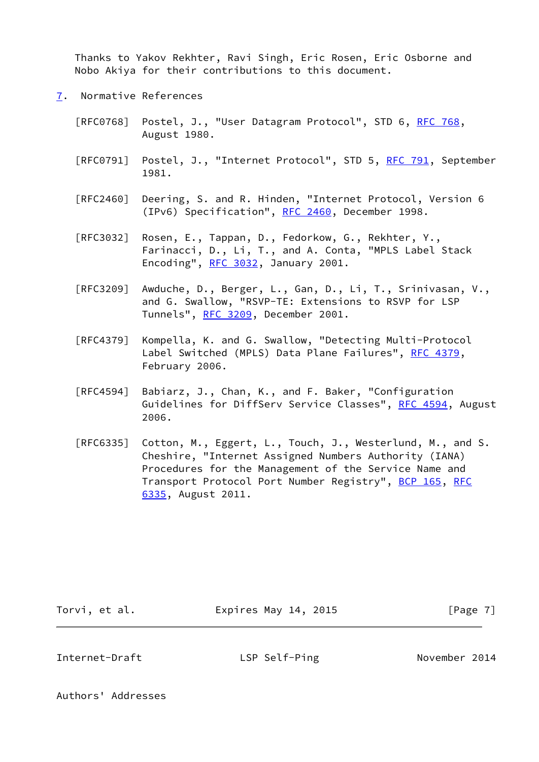Thanks to Yakov Rekhter, Ravi Singh, Eric Rosen, Eric Osborne and Nobo Akiya for their contributions to this document.

## 7. Normative References

[RFC0768] Postel, J., "User Datagram Protocol", STD 6, RFC 768, August 1980.

[RFC0791] Postel, J., "Internet Protocol", STD 5, RFC 791, September 1981.

[RFC2460] Deering, S. and R. Hinden, "Internet Protocol, Version 6 (IPv6) Specification", RFC 2460, December 1998.

[RFC3032] Rosen, E., Tappan, D., Fedorkow, G., Rekhter, Y., Farinacci, D., Li, T., and A. Conta, "MPLS Label Stack Encoding", RFC 3032, January 2001.

[RFC3209] Awduche, D., Berger, L., Gan, D., Li, T., Srinivasan, V., and G. Swallow, "RSVP-TE: Extensions to RSVP for LSP Tunnels", RFC 3209, December 2001.

[RFC4379] Kompella, K. and G. Swallow, "Detecting Multi-Protocol Label Switched (MPLS) Data Plane Failures", RFC 4379, February 2006.

[RFC4594] Babiarz, J., Chan, K., and F. Baker, "Configuration Guidelines for DiffServ Service Classes", RFC 4594, August 2006.

[RFC6335] Cotton, M., Eggert, L., Touch, J., Westerlund, M., and S. Cheshire, "Internet Assigned Numbers Authority (IANA) Procedures for the Management of the Service Name and Transport Protocol Port Number Registry", BCP 165, RFC 6335, August 2011.

## Authors' Addresses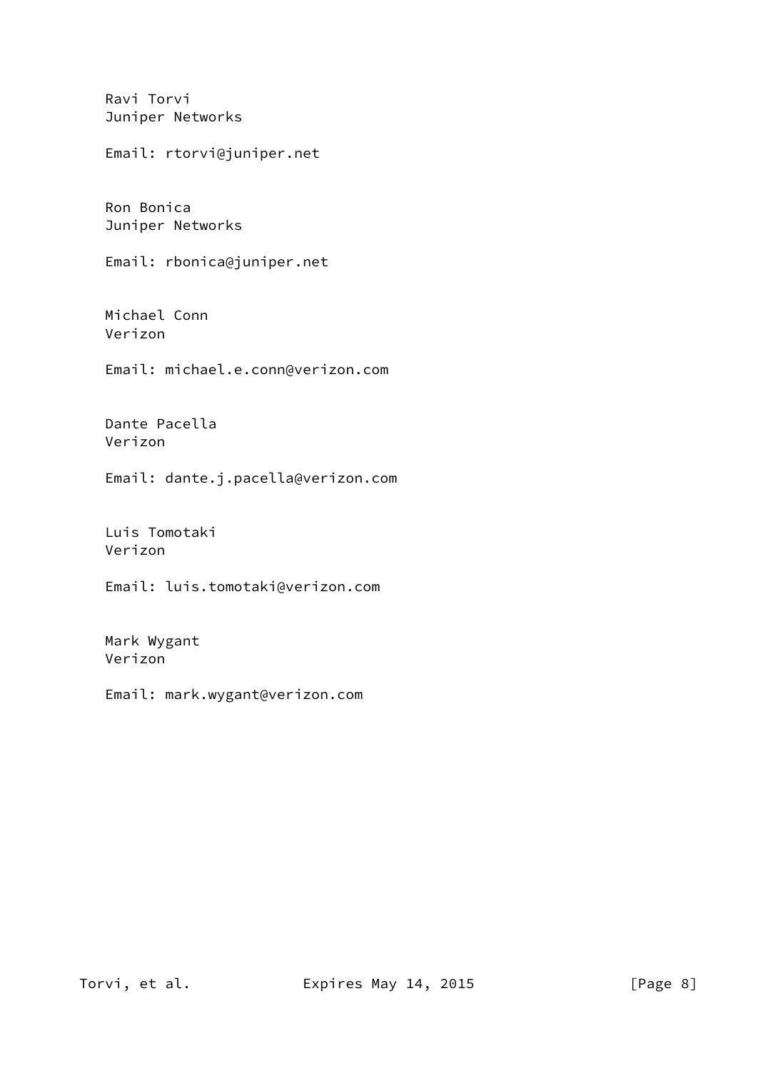Ravi Torvi
Juniper Networks

Email: rtorvi@juniper.net

Ron Bonica
Juniper Networks

Email: rbonica@juniper.net

Michael Conn
Verizon

Email: michael.e.conn@verizon.com

Dante Pacella
Verizon

Email: dante.j.pacella@verizon.com

Luis Tomotaki
Verizon

Email: luis.tomotaki@verizon.com

Mark Wygant
Verizon

Email: mark.wygant@verizon.com